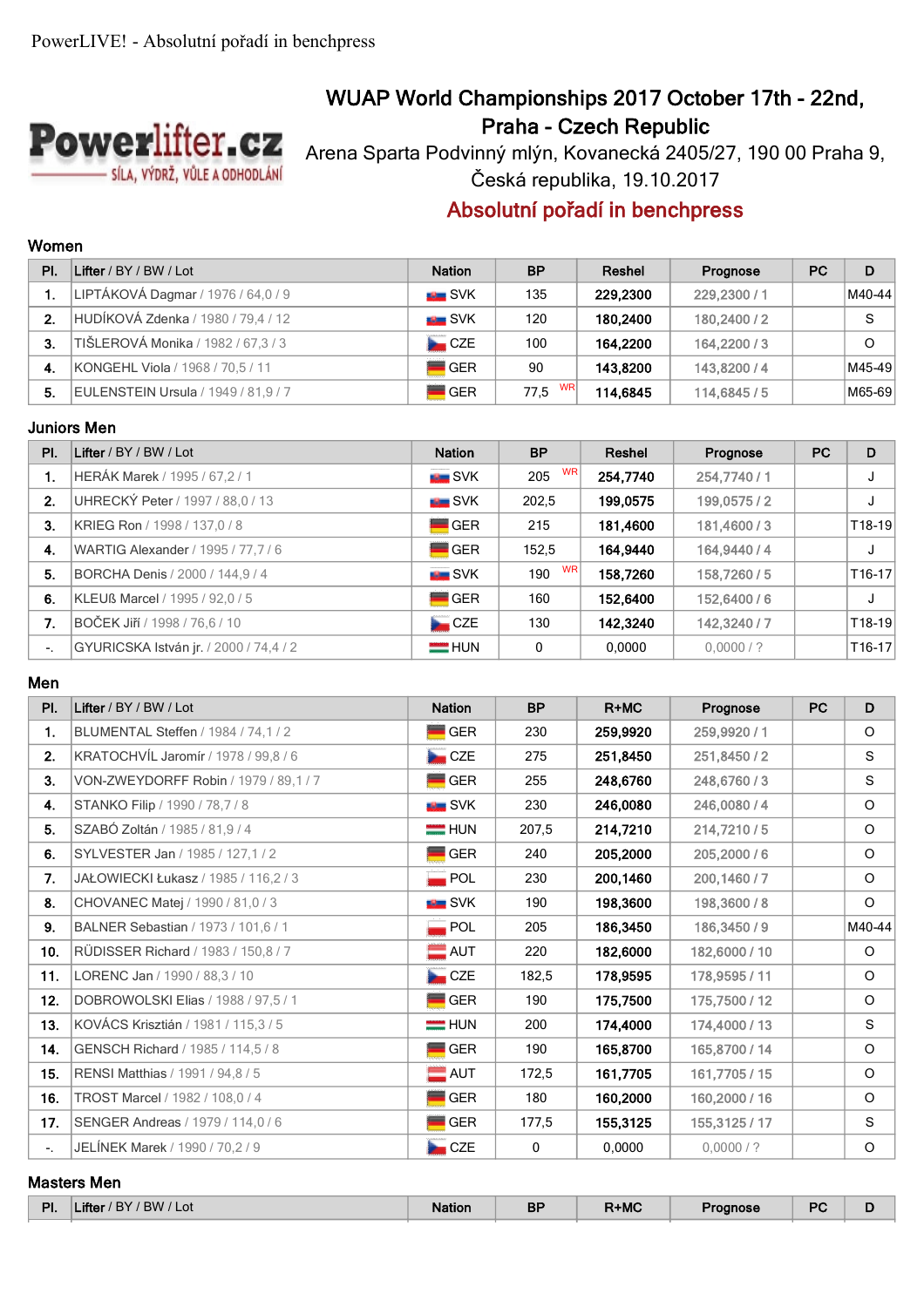PowerLIVE! - Absolutní pořadí in benchpress

# WUAP World Championships 2017 October 17th - 22nd, Praha - Czech Republic

Arena Sparta Podvinný mlýn, Kovanecká 2405/27, 190 00 Praha 9, Česká republika, 19.10.2017

## Absolutní pořadí in benchpress

### Women

| Pl. | Lifter / BY / BW / Lot | Nation | BP | Reshel | Prognose | PC | D |
|---|---|---|---|---|---|---|---|
| 1. | LIPTÁKOVÁ Dagmar / 1976 / 64,0 / 9 | SVK | 135 | 229,2300 | 229,2300 / 1 | | M40-44 |
| 2. | HUDÍKOVÁ Zdenka / 1980 / 79,4 / 12 | SVK | 120 | 180,2400 | 180,2400 / 2 | | S |
| 3. | TIŠLEROVÁ Monika / 1982 / 67,3 / 3 | CZE | 100 | 164,2200 | 164,2200 / 3 | | O |
| 4. | KONGEHL Viola / 1968 / 70,5 / 11 | GER | 90 | 143,8200 | 143,8200 / 4 | | M45-49 |
| 5. | EULENSTEIN Ursula / 1949 / 81,9 / 7 | GER | 77,5 WR | 114,6845 | 114,6845 / 5 | | M65-69 |

### Juniors Men

| Pl. | Lifter / BY / BW / Lot | Nation | BP | Reshel | Prognose | PC | D |
|---|---|---|---|---|---|---|---|
| 1. | HERÁK Marek / 1995 / 67,2 / 1 | SVK | 205 WR | 254,7740 | 254,7740 / 1 | | J |
| 2. | UHRECKÝ Peter / 1997 / 88,0 / 13 | SVK | 202,5 | 199,0575 | 199,0575 / 2 | | J |
| 3. | KRIEG Ron / 1998 / 137,0 / 8 | GER | 215 | 181,4600 | 181,4600 / 3 | | T18-19 |
| 4. | WARTIG Alexander / 1995 / 77,7 / 6 | GER | 152,5 | 164,9440 | 164,9440 / 4 | | J |
| 5. | BORCHA Denis / 2000 / 144,9 / 4 | SVK | 190 WR | 158,7260 | 158,7260 / 5 | | T16-17 |
| 6. | KLEUß Marcel / 1995 / 92,0 / 5 | GER | 160 | 152,6400 | 152,6400 / 6 | | J |
| 7. | BOČEK Jiří / 1998 / 76,6 / 10 | CZE | 130 | 142,3240 | 142,3240 / 7 | | T18-19 |
| -. | GYURICSKA István jr. / 2000 / 74,4 / 2 | HUN | 0 | 0,0000 | 0,0000 / ? | | T16-17 |

### Men

| Pl. | Lifter / BY / BW / Lot | Nation | BP | R+MC | Prognose | PC | D |
|---|---|---|---|---|---|---|---|
| 1. | BLUMENTAL Steffen / 1984 / 74,1 / 2 | GER | 230 | 259,9920 | 259,9920 / 1 | | O |
| 2. | KRATOCHVÍL Jaromír / 1978 / 99,8 / 6 | CZE | 275 | 251,8450 | 251,8450 / 2 | | S |
| 3. | VON-ZWEYDORFF Robin / 1979 / 89,1 / 7 | GER | 255 | 248,6760 | 248,6760 / 3 | | S |
| 4. | STANKO Filip / 1990 / 78,7 / 8 | SVK | 230 | 246,0080 | 246,0080 / 4 | | O |
| 5. | SZABÓ Zoltán / 1985 / 81,9 / 4 | HUN | 207,5 | 214,7210 | 214,7210 / 5 | | O |
| 6. | SYLVESTER Jan / 1985 / 127,1 / 2 | GER | 240 | 205,2000 | 205,2000 / 6 | | O |
| 7. | JAŁOWIECKI Łukasz / 1985 / 116,2 / 3 | POL | 230 | 200,1460 | 200,1460 / 7 | | O |
| 8. | CHOVANEC Matej / 1990 / 81,0 / 3 | SVK | 190 | 198,3600 | 198,3600 / 8 | | O |
| 9. | BALNER Sebastian / 1973 / 101,6 / 1 | POL | 205 | 186,3450 | 186,3450 / 9 | | M40-44 |
| 10. | RÜDISSER Richard / 1983 / 150,8 / 7 | AUT | 220 | 182,6000 | 182,6000 / 10 | | O |
| 11. | LORENC Jan / 1990 / 88,3 / 10 | CZE | 182,5 | 178,9595 | 178,9595 / 11 | | O |
| 12. | DOBROWOLSKI Elias / 1988 / 97,5 / 1 | GER | 190 | 175,7500 | 175,7500 / 12 | | O |
| 13. | KOVÁCS Krisztián / 1981 / 115,3 / 5 | HUN | 200 | 174,4000 | 174,4000 / 13 | | S |
| 14. | GENSCH Richard / 1985 / 114,5 / 8 | GER | 190 | 165,8700 | 165,8700 / 14 | | O |
| 15. | RENSI Matthias / 1991 / 94,8 / 5 | AUT | 172,5 | 161,7705 | 161,7705 / 15 | | O |
| 16. | TROST Marcel / 1982 / 108,0 / 4 | GER | 180 | 160,2000 | 160,2000 / 16 | | O |
| 17. | SENGER Andreas / 1979 / 114,0 / 6 | GER | 177,5 | 155,3125 | 155,3125 / 17 | | S |
| -. | JELÍNEK Marek / 1990 / 70,2 / 9 | CZE | 0 | 0,0000 | 0,0000 / ? | | O |

### Masters Men

| Pl. | Lifter / BY / BW / Lot | Nation | BP | R+MC | Prognose | PC | D |
|---|---|---|---|---|---|---|---|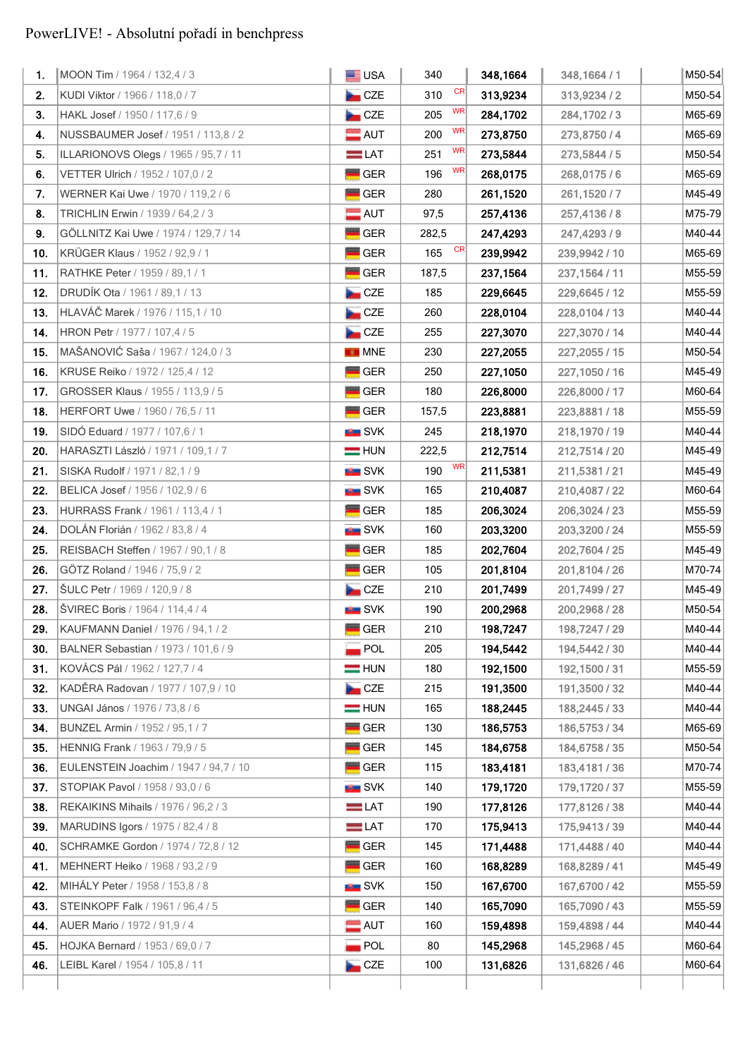PowerLIVE! - Absolutní pořadí in benchpress

| | | | | | | | |
|---|---|---|---|---|---|---|---|
| 1. | MOON Tim / 1964 / 132,4 / 3 | USA | 340 | 348,1664 | 348,1664 / 1 | | M50-54 |
| 2. | KUDI Viktor / 1966 / 118,0 / 7 | CZE | 310 CR | 313,9234 | 313,9234 / 2 | | M50-54 |
| 3. | HAKL Josef / 1950 / 117,6 / 9 | CZE | 205 WR | 284,1702 | 284,1702 / 3 | | M65-69 |
| 4. | NUSSBAUMER Josef / 1951 / 113,8 / 2 | AUT | 200 WR | 273,8750 | 273,8750 / 4 | | M65-69 |
| 5. | ILLARIONOVS Olegs / 1965 / 95,7 / 11 | LAT | 251 WR | 273,5844 | 273,5844 / 5 | | M50-54 |
| 6. | VETTER Ulrich / 1952 / 107,0 / 2 | GER | 196 WR | 268,0175 | 268,0175 / 6 | | M65-69 |
| 7. | WERNER Kai Uwe / 1970 / 119,2 / 6 | GER | 280 | 261,1520 | 261,1520 / 7 | | M45-49 |
| 8. | TRICHLIN Erwin / 1939 / 64,2 / 3 | AUT | 97,5 | 257,4136 | 257,4136 / 8 | | M75-79 |
| 9. | GÖLLNITZ Kai Uwe / 1974 / 129,7 / 14 | GER | 282,5 | 247,4293 | 247,4293 / 9 | | M40-44 |
| 10. | KRÜGER Klaus / 1952 / 92,9 / 1 | GER | 165 CR | 239,9942 | 239,9942 / 10 | | M65-69 |
| 11. | RATHKE Peter / 1959 / 89,1 / 1 | GER | 187,5 | 237,1564 | 237,1564 / 11 | | M55-59 |
| 12. | DRUDÍK Ota / 1961 / 89,1 / 13 | CZE | 185 | 229,6645 | 229,6645 / 12 | | M55-59 |
| 13. | HLAVÁČ Marek / 1976 / 115,1 / 10 | CZE | 260 | 228,0104 | 228,0104 / 13 | | M40-44 |
| 14. | HRON Petr / 1977 / 107,4 / 5 | CZE | 255 | 227,3070 | 227,3070 / 14 | | M40-44 |
| 15. | MAŠANOVIĆ Saša / 1967 / 124,0 / 3 | MNE | 230 | 227,2055 | 227,2055 / 15 | | M50-54 |
| 16. | KRUSE Reiko / 1972 / 125,4 / 12 | GER | 250 | 227,1050 | 227,1050 / 16 | | M45-49 |
| 17. | GROSSER Klaus / 1955 / 113,9 / 5 | GER | 180 | 226,8000 | 226,8000 / 17 | | M60-64 |
| 18. | HERFORT Uwe / 1960 / 76,5 / 11 | GER | 157,5 | 223,8881 | 223,8881 / 18 | | M55-59 |
| 19. | SIDÓ Eduard / 1977 / 107,6 / 1 | SVK | 245 | 218,1970 | 218,1970 / 19 | | M40-44 |
| 20. | HARASZTI László / 1971 / 109,1 / 7 | HUN | 222,5 | 212,7514 | 212,7514 / 20 | | M45-49 |
| 21. | SISKA Rudolf / 1971 / 82,1 / 9 | SVK | 190 WR | 211,5381 | 211,5381 / 21 | | M45-49 |
| 22. | BELICA Josef / 1956 / 102,9 / 6 | SVK | 165 | 210,4087 | 210,4087 / 22 | | M60-64 |
| 23. | HURRASS Frank / 1961 / 113,4 / 1 | GER | 185 | 206,3024 | 206,3024 / 23 | | M55-59 |
| 24. | DOLÁN Florián / 1962 / 83,8 / 4 | SVK | 160 | 203,3200 | 203,3200 / 24 | | M55-59 |
| 25. | REISBACH Steffen / 1967 / 90,1 / 8 | GER | 185 | 202,7604 | 202,7604 / 25 | | M45-49 |
| 26. | GÖTZ Roland / 1946 / 75,9 / 2 | GER | 105 | 201,8104 | 201,8104 / 26 | | M70-74 |
| 27. | ŠULC Petr / 1969 / 120,9 / 8 | CZE | 210 | 201,7499 | 201,7499 / 27 | | M45-49 |
| 28. | ŠVIREC Boris / 1964 / 114,4 / 4 | SVK | 190 | 200,2968 | 200,2968 / 28 | | M50-54 |
| 29. | KAUFMANN Daniel / 1976 / 94,1 / 2 | GER | 210 | 198,7247 | 198,7247 / 29 | | M40-44 |
| 30. | BALNER Sebastian / 1973 / 101,6 / 9 | POL | 205 | 194,5442 | 194,5442 / 30 | | M40-44 |
| 31. | KOVÁCS Pál / 1962 / 127,7 / 4 | HUN | 180 | 192,1500 | 192,1500 / 31 | | M55-59 |
| 32. | KADĚRA Radovan / 1977 / 107,9 / 10 | CZE | 215 | 191,3500 | 191,3500 / 32 | | M40-44 |
| 33. | UNGAI János / 1976 / 73,8 / 6 | HUN | 165 | 188,2445 | 188,2445 / 33 | | M40-44 |
| 34. | BUNZEL Armin / 1952 / 95,1 / 7 | GER | 130 | 186,5753 | 186,5753 / 34 | | M65-69 |
| 35. | HENNIG Frank / 1963 / 79,9 / 5 | GER | 145 | 184,6758 | 184,6758 / 35 | | M50-54 |
| 36. | EULENSTEIN Joachim / 1947 / 94,7 / 10 | GER | 115 | 183,4181 | 183,4181 / 36 | | M70-74 |
| 37. | STOPIAK Pavol / 1958 / 93,0 / 6 | SVK | 140 | 179,1720 | 179,1720 / 37 | | M55-59 |
| 38. | REKAIKINS Mihails / 1976 / 96,2 / 3 | LAT | 190 | 177,8126 | 177,8126 / 38 | | M40-44 |
| 39. | MARUDINS Igors / 1975 / 82,4 / 8 | LAT | 170 | 175,9413 | 175,9413 / 39 | | M40-44 |
| 40. | SCHRAMKE Gordon / 1974 / 72,8 / 12 | GER | 145 | 171,4488 | 171,4488 / 40 | | M40-44 |
| 41. | MEHNERT Heiko / 1968 / 93,2 / 9 | GER | 160 | 168,8289 | 168,8289 / 41 | | M45-49 |
| 42. | MIHÁLY Peter / 1958 / 153,8 / 8 | SVK | 150 | 167,6700 | 167,6700 / 42 | | M55-59 |
| 43. | STEINKOPF Falk / 1961 / 96,4 / 5 | GER | 140 | 165,7090 | 165,7090 / 43 | | M55-59 |
| 44. | AUER Mario / 1972 / 91,9 / 4 | AUT | 160 | 159,4898 | 159,4898 / 44 | | M40-44 |
| 45. | HOJKA Bernard / 1953 / 69,0 / 7 | POL | 80 | 145,2968 | 145,2968 / 45 | | M60-64 |
| 46. | LEIBL Karel / 1954 / 105,8 / 11 | CZE | 100 | 131,6826 | 131,6826 / 46 | | M60-64 |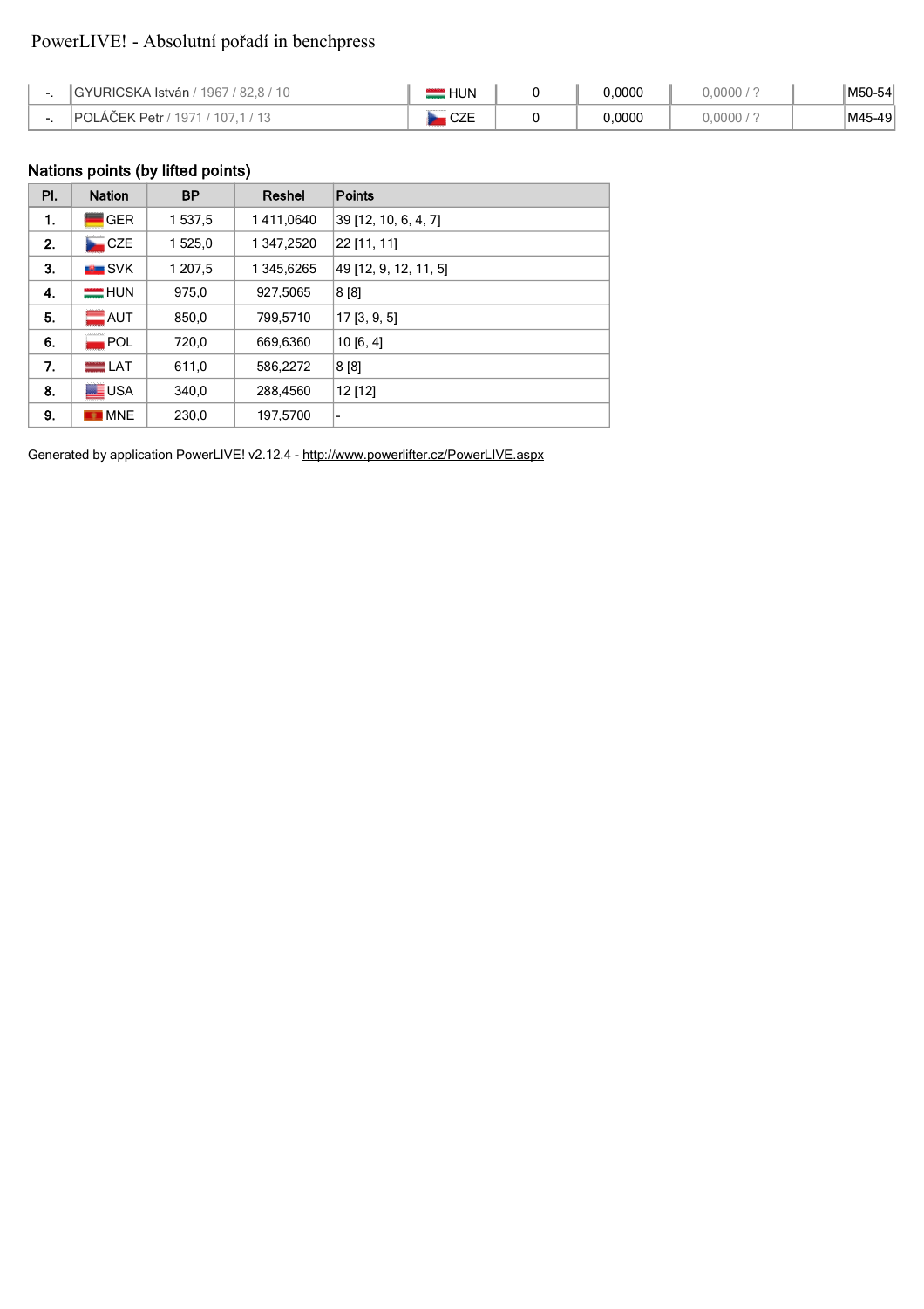PowerLIVE! - Absolutní pořadí in benchpress

| | | | | | | | |
|---|---|---|---|---|---|---|---|
| -. | GYURICSKA István / 1967 / 82,8 / 10 | HUN | 0 | 0,0000 | 0,0000 / ? | | M50-54 |
| -. | POLÁČEK Petr / 1971 / 107,1 / 13 | CZE | 0 | 0,0000 | 0,0000 / ? | | M45-49 |

## Nations points (by lifted points)

| Pl. | Nation | BP | Reshel | Points |
|---|---|---|---|---|
| 1. | GER | 1 537,5 | 1 411,0640 | 39 [12, 10, 6, 4, 7] |
| 2. | CZE | 1 525,0 | 1 347,2520 | 22 [11, 11] |
| 3. | SVK | 1 207,5 | 1 345,6265 | 49 [12, 9, 12, 11, 5] |
| 4. | HUN | 975,0 | 927,5065 | 8 [8] |
| 5. | AUT | 850,0 | 799,5710 | 17 [3, 9, 5] |
| 6. | POL | 720,0 | 669,6360 | 10 [6, 4] |
| 7. | LAT | 611,0 | 586,2272 | 8 [8] |
| 8. | USA | 340,0 | 288,4560 | 12 [12] |
| 9. | MNE | 230,0 | 197,5700 | - |

Generated by application PowerLIVE! v2.12.4 - http://www.powerlifter.cz/PowerLIVE.aspx